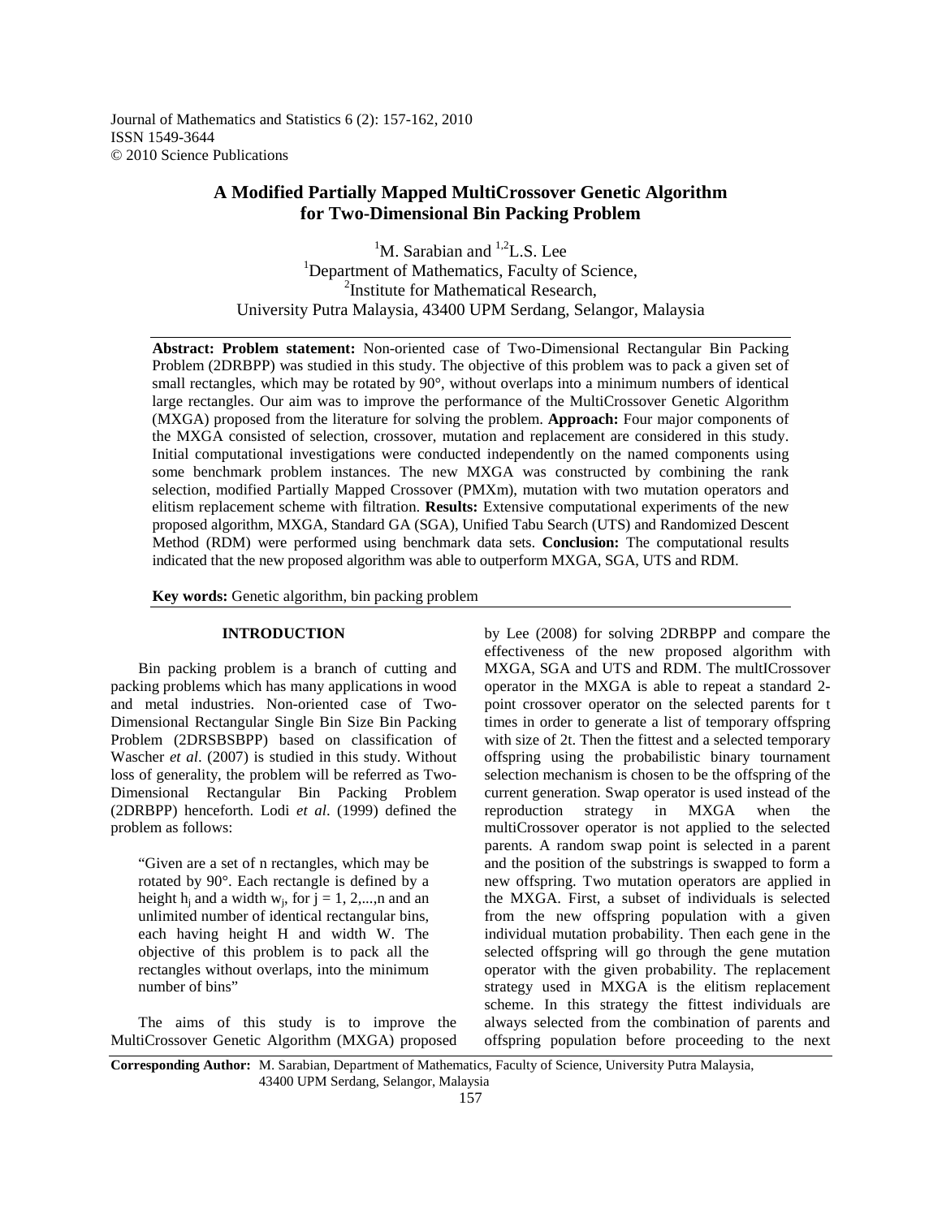# A Modified Partially Mapped MultiCrossover Genetic Algorithm for Two-Dimensional Bin Packing Problem

[1]M. Sarabian and [1,2]L.S. Lee

[1]Department of Mathematics, Faculty of Science,
[2]Institute for Mathematical Research,
University Putra Malaysia, 43400 UPM Serdang, Selangor, Malaysia

**Abstract: Problem statement:** Non-oriented case of Two-Dimensional Rectangular Bin Packing Problem (2DRBPP) was studied in this study. The objective of this problem was to pack a given set of small rectangles, which may be rotated by 90°, without overlaps into a minimum numbers of identical large rectangles. Our aim was to improve the performance of the MultiCrossover Genetic Algorithm (MXGA) proposed from the literature for solving the problem. **Approach:** Four major components of the MXGA consisted of selection, crossover, mutation and replacement are considered in this study. Initial computational investigations were conducted independently on the named components using some benchmark problem instances. The new MXGA was constructed by combining the rank selection, modified Partially Mapped Crossover (PMXm), mutation with two mutation operators and elitism replacement scheme with filtration. **Results:** Extensive computational experiments of the new proposed algorithm, MXGA, Standard GA (SGA), Unified Tabu Search (UTS) and Randomized Descent Method (RDM) were performed using benchmark data sets. **Conclusion:** The computational results indicated that the new proposed algorithm was able to outperform MXGA, SGA, UTS and RDM.

**Key words:** Genetic algorithm, bin packing problem

## INTRODUCTION

Bin packing problem is a branch of cutting and packing problems which has many applications in wood and metal industries. Non-oriented case of Two-Dimensional Rectangular Single Bin Size Bin Packing Problem (2DRSBSBPP) based on classification of Wascher *et al*. (2007) is studied in this study. Without loss of generality, the problem will be referred as Two-Dimensional Rectangular Bin Packing Problem (2DRBPP) henceforth. Lodi *et al*. (1999) defined the problem as follows:

> "Given are a set of n rectangles, which may be rotated by 90°. Each rectangle is defined by a height $h_j$ and a width $w_j$, for $j = 1, 2, ..., n$ and an unlimited number of identical rectangular bins, each having height H and width W. The objective of this problem is to pack all the rectangles without overlaps, into the minimum number of bins"

The aims of this study is to improve the MultiCrossover Genetic Algorithm (MXGA) proposed by Lee (2008) for solving 2DRBPP and compare the effectiveness of the new proposed algorithm with MXGA, SGA and UTS and RDM. The multICrossover operator in the MXGA is able to repeat a standard 2-point crossover operator on the selected parents for t times in order to generate a list of temporary offspring with size of 2t. Then the fittest and a selected temporary offspring using the probabilistic binary tournament selection mechanism is chosen to be the offspring of the current generation. Swap operator is used instead of the reproduction strategy in MXGA when the multiCrossover operator is not applied to the selected parents. A random swap point is selected in a parent and the position of the substrings is swapped to form a new offspring. Two mutation operators are applied in the MXGA. First, a subset of individuals is selected from the new offspring population with a given individual mutation probability. Then each gene in the selected offspring will go through the gene mutation operator with the given probability. The replacement strategy used in MXGA is the elitism replacement scheme. In this strategy the fittest individuals are always selected from the combination of parents and offspring population before proceeding to the next

**Corresponding Author:** M. Sarabian, Department of Mathematics, Faculty of Science, University Putra Malaysia, 43400 UPM Serdang, Selangor, Malaysia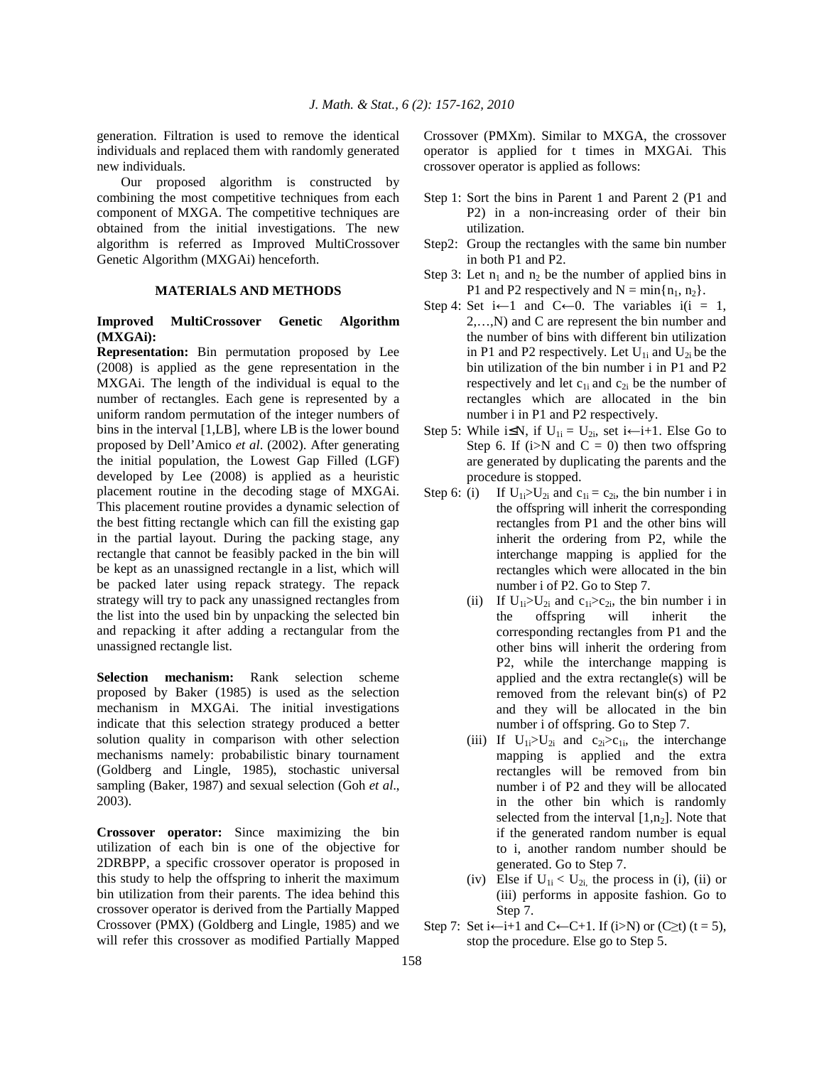generation. Filtration is used to remove the identical individuals and replaced them with randomly generated new individuals.

Our proposed algorithm is constructed by combining the most competitive techniques from each component of MXGA. The competitive techniques are obtained from the initial investigations. The new algorithm is referred as Improved MultiCrossover Genetic Algorithm (MXGAi) henceforth.

## MATERIALS AND METHODS

### Improved MultiCrossover Genetic Algorithm (MXGAi):

**Representation:** Bin permutation proposed by Lee (2008) is applied as the gene representation in the MXGAi. The length of the individual is equal to the number of rectangles. Each gene is represented by a uniform random permutation of the integer numbers of bins in the interval [1,LB], where LB is the lower bound proposed by Dell'Amico *et al*. (2002). After generating the initial population, the Lowest Gap Filled (LGF) developed by Lee (2008) is applied as a heuristic placement routine in the decoding stage of MXGAi. This placement routine provides a dynamic selection of the best fitting rectangle which can fill the existing gap in the partial layout. During the packing stage, any rectangle that cannot be feasibly packed in the bin will be kept as an unassigned rectangle in a list, which will be packed later using repack strategy. The repack strategy will try to pack any unassigned rectangles from the list into the used bin by unpacking the selected bin and repacking it after adding a rectangular from the unassigned rectangle list.

**Selection mechanism:** Rank selection scheme proposed by Baker (1985) is used as the selection mechanism in MXGAi. The initial investigations indicate that this selection strategy produced a better solution quality in comparison with other selection mechanisms namely: probabilistic binary tournament (Goldberg and Lingle, 1985), stochastic universal sampling (Baker, 1987) and sexual selection (Goh *et al*., 2003).

**Crossover operator:** Since maximizing the bin utilization of each bin is one of the objective for 2DRBPP, a specific crossover operator is proposed in this study to help the offspring to inherit the maximum bin utilization from their parents. The idea behind this crossover operator is derived from the Partially Mapped Crossover (PMX) (Goldberg and Lingle, 1985) and we will refer this crossover as modified Partially Mapped Crossover (PMXm). Similar to MXGA, the crossover operator is applied for t times in MXGAi. This crossover operator is applied as follows:

- Step 1: Sort the bins in Parent 1 and Parent 2 (P1 and P2) in a non-increasing order of their bin utilization.
- Step2: Group the rectangles with the same bin number in both P1 and P2.
- Step 3: Let $n_1$ and $n_2$ be the number of applied bins in P1 and P2 respectively and $N = \min\{n_1, n_2\}$.
- Step 4: Set $i \leftarrow 1$ and $C \leftarrow 0$. The variables $i(i = 1, 2,\ldots,N)$ and C are represent the bin number and the number of bins with different bin utilization in P1 and P2 respectively. Let $U_{1i}$ and $U_{2i}$ be the bin utilization of the bin number i in P1 and P2 respectively and let $c_{1i}$ and $c_{2i}$ be the number of rectangles which are allocated in the bin number i in P1 and P2 respectively.
- Step 5: While $i \leq N$, if $U_{1i} = U_{2i}$, set $i \leftarrow i+1$. Else Go to Step 6. If ($i>N$ and $C = 0$) then two offspring are generated by duplicating the parents and the procedure is stopped.
- Step 6:
  - (i) If $U_{1i}>U_{2i}$ and $c_{1i} = c_{2i}$, the bin number i in the offspring will inherit the corresponding rectangles from P1 and the other bins will inherit the ordering from P2, while the interchange mapping is applied for the rectangles which were allocated in the bin number i of P2. Go to Step 7.
  - (ii) If $U_{1i}>U_{2i}$ and $c_{1i}>c_{2i}$, the bin number i in the offspring will inherit the corresponding rectangles from P1 and the other bins will inherit the ordering from P2, while the interchange mapping is applied and the extra rectangle(s) will be removed from the relevant bin(s) of P2 and they will be allocated in the bin number i of offspring. Go to Step 7.
  - (iii) If $U_{1i}>U_{2i}$ and $c_{2i}>c_{1i}$, the interchange mapping is applied and the extra rectangles will be removed from bin number i of P2 and they will be allocated in the other bin which is randomly selected from the interval $[1,n_2]$. Note that if the generated random number is equal to i, another random number should be generated. Go to Step 7.
  - (iv) Else if $U_{1i} < U_{2i}$, the process in (i), (ii) or (iii) performs in apposite fashion. Go to Step 7.
- Step 7: Set $i \leftarrow i+1$ and $C \leftarrow C+1$. If ($i>N$) or ($C \geq t$) ($t = 5$), stop the procedure. Else go to Step 5.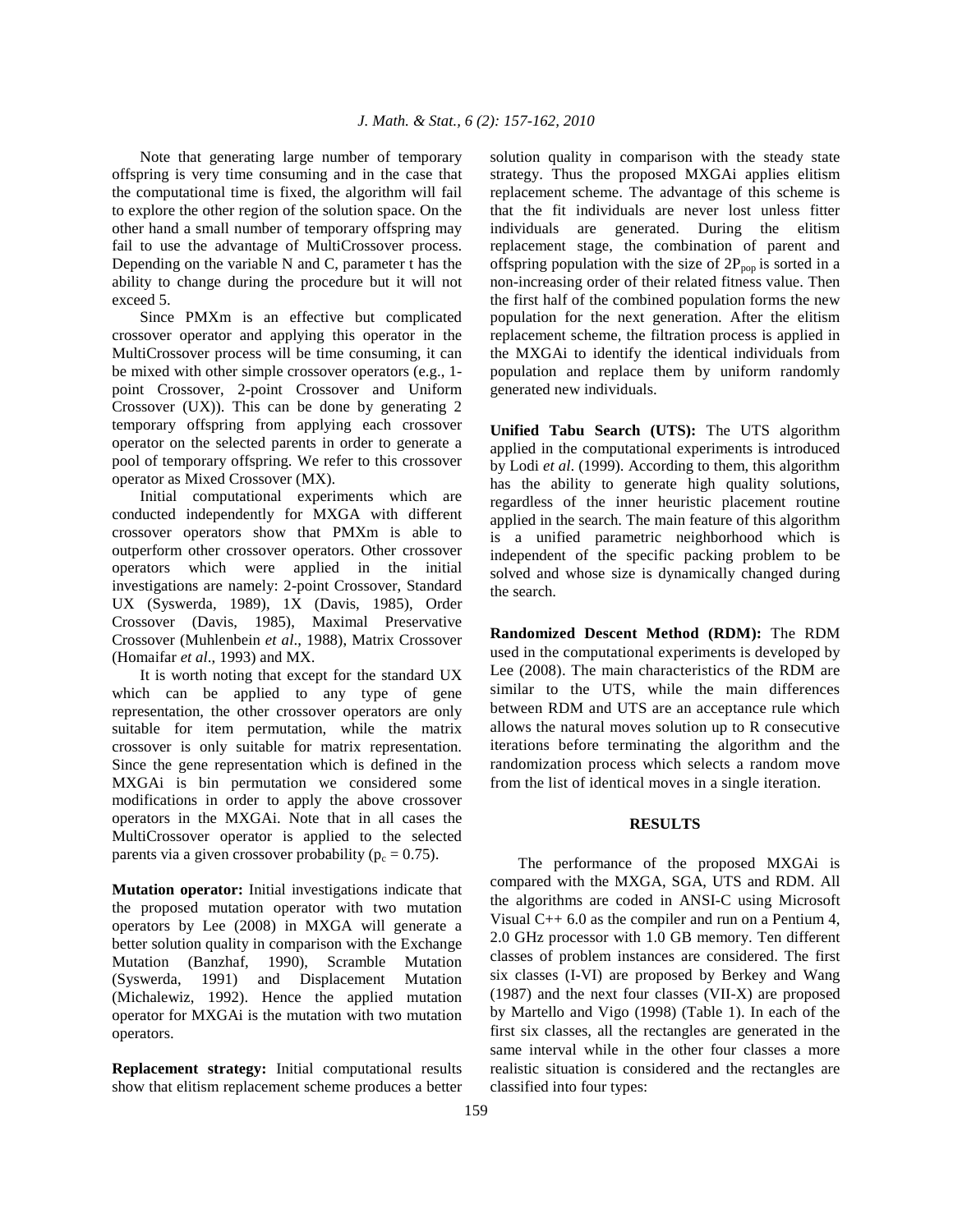Note that generating large number of temporary offspring is very time consuming and in the case that the computational time is fixed, the algorithm will fail to explore the other region of the solution space. On the other hand a small number of temporary offspring may fail to use the advantage of MultiCrossover process. Depending on the variable N and C, parameter t has the ability to change during the procedure but it will not exceed 5.

Since PMXm is an effective but complicated crossover operator and applying this operator in the MultiCrossover process will be time consuming, it can be mixed with other simple crossover operators (e.g., 1-point Crossover, 2-point Crossover and Uniform Crossover (UX)). This can be done by generating 2 temporary offspring from applying each crossover operator on the selected parents in order to generate a pool of temporary offspring. We refer to this crossover operator as Mixed Crossover (MX).

Initial computational experiments which are conducted independently for MXGA with different crossover operators show that PMXm is able to outperform other crossover operators. Other crossover operators which were applied in the initial investigations are namely: 2-point Crossover, Standard UX (Syswerda, 1989), 1X (Davis, 1985), Order Crossover (Davis, 1985), Maximal Preservative Crossover (Muhlenbein *et al*., 1988), Matrix Crossover (Homaifar *et al*., 1993) and MX.

It is worth noting that except for the standard UX which can be applied to any type of gene representation, the other crossover operators are only suitable for item permutation, while the matrix crossover is only suitable for matrix representation. Since the gene representation which is defined in the MXGAi is bin permutation we considered some modifications in order to apply the above crossover operators in the MXGAi. Note that in all cases the MultiCrossover operator is applied to the selected parents via a given crossover probability ($p_c = 0.75$).

**Mutation operator:** Initial investigations indicate that the proposed mutation operator with two mutation operators by Lee (2008) in MXGA will generate a better solution quality in comparison with the Exchange Mutation (Banzhaf, 1990), Scramble Mutation (Syswerda, 1991) and Displacement Mutation (Michalewiz, 1992). Hence the applied mutation operator for MXGAi is the mutation with two mutation operators.

**Replacement strategy:** Initial computational results show that elitism replacement scheme produces a better solution quality in comparison with the steady state strategy. Thus the proposed MXGAi applies elitism replacement scheme. The advantage of this scheme is that the fit individuals are never lost unless fitter individuals are generated. During the elitism replacement stage, the combination of parent and offspring population with the size of $2P_{pop}$ is sorted in a non-increasing order of their related fitness value. Then the first half of the combined population forms the new population for the next generation. After the elitism replacement scheme, the filtration process is applied in the MXGAi to identify the identical individuals from population and replace them by uniform randomly generated new individuals.

**Unified Tabu Search (UTS):** The UTS algorithm applied in the computational experiments is introduced by Lodi *et al*. (1999). According to them, this algorithm has the ability to generate high quality solutions, regardless of the inner heuristic placement routine applied in the search. The main feature of this algorithm is a unified parametric neighborhood which is independent of the specific packing problem to be solved and whose size is dynamically changed during the search.

**Randomized Descent Method (RDM):** The RDM used in the computational experiments is developed by Lee (2008). The main characteristics of the RDM are similar to the UTS, while the main differences between RDM and UTS are an acceptance rule which allows the natural moves solution up to R consecutive iterations before terminating the algorithm and the randomization process which selects a random move from the list of identical moves in a single iteration.

## RESULTS

The performance of the proposed MXGAi is compared with the MXGA, SGA, UTS and RDM. All the algorithms are coded in ANSI-C using Microsoft Visual C++ 6.0 as the compiler and run on a Pentium 4, 2.0 GHz processor with 1.0 GB memory. Ten different classes of problem instances are considered. The first six classes (I-VI) are proposed by Berkey and Wang (1987) and the next four classes (VII-X) are proposed by Martello and Vigo (1998) (Table 1). In each of the first six classes, all the rectangles are generated in the same interval while in the other four classes a more realistic situation is considered and the rectangles are classified into four types: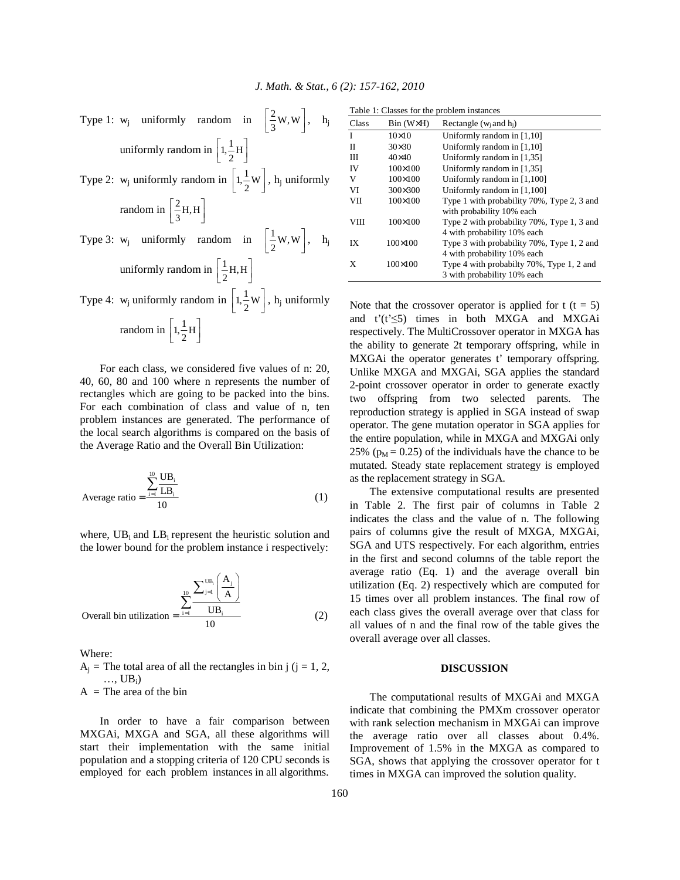Type 1: $w_j$ uniformly random in $\left[\frac{2}{3}W, W\right]$, $h_j$ uniformly random in $\left[1, \frac{1}{2}H\right]$

Type 2: $w_j$ uniformly random in $\left[1, \frac{1}{2}W\right]$, $h_j$ uniformly random in $\left[\frac{2}{3}H, H\right]$

Type 3: $w_j$ uniformly random in $\left[\frac{1}{2}W, W\right]$, $h_j$ uniformly random in $\left[\frac{1}{2}H, H\right]$

Type 4: $w_j$ uniformly random in $\left[1, \frac{1}{2}W\right]$, $h_j$ uniformly random in $\left[1, \frac{1}{2}H\right]$

For each class, we considered five values of n: 20, 40, 60, 80 and 100 where n represents the number of rectangles which are going to be packed into the bins. For each combination of class and value of n, ten problem instances are generated. The performance of the local search algorithms is compared on the basis of the Average Ratio and the Overall Bin Utilization:

$$\text{Average ratio} = \frac{\sum_{i=1}^{10} \frac{UB_i}{LB_i}}{10} \tag{1}$$

where, $UB_i$ and $LB_i$ represent the heuristic solution and the lower bound for the problem instance i respectively:

$$\text{Overall bin utilization} = \frac{\sum_{i=1}^{10} \frac{\sum_{j=1}^{UB_i} \left(\frac{A_j}{A}\right)}{UB_i}}{10} \tag{2}$$

Where:

$A_j$ = The total area of all the rectangles in bin j (j = 1, 2, …, $UB_i$)
A = The area of the bin

In order to have a fair comparison between MXGAi, MXGA and SGA, all these algorithms will start their implementation with the same initial population and a stopping criteria of 120 CPU seconds is employed for each problem instances in all algorithms.

Table 1: Classes for the problem instances

| Class | Bin (W×H) | Rectangle ($w_j$ and $h_j$) |
|---|---|---|
| I | 10×10 | Uniformly random in [1,10] |
| II | 30×30 | Uniformly random in [1,10] |
| III | 40×40 | Uniformly random in [1,35] |
| IV | 100×100 | Uniformly random in [1,35] |
| V | 100×100 | Uniformly random in [1,100] |
| VI | 300×300 | Uniformly random in [1,100] |
| VII | 100×100 | Type 1 with probability 70%, Type 2, 3 and with probability 10% each |
| VIII | 100×100 | Type 2 with probability 70%, Type 1, 3 and 4 with probability 10% each |
| IX | 100×100 | Type 3 with probability 70%, Type 1, 2 and 4 with probability 10% each |
| X | 100×100 | Type 4 with probabilty 70%, Type 1, 2 and 3 with probability 10% each |

Note that the crossover operator is applied for t (t = 5) and t'(t'≤5) times in both MXGA and MXGAi respectively. The MultiCrossover operator in MXGA has the ability to generate 2t temporary offspring, while in MXGAi the operator generates t' temporary offspring. Unlike MXGA and MXGAi, SGA applies the standard 2-point crossover operator in order to generate exactly two offspring from two selected parents. The reproduction strategy is applied in SGA instead of swap operator. The gene mutation operator in SGA applies for the entire population, while in MXGA and MXGAi only 25% ($p_M = 0.25$) of the individuals have the chance to be mutated. Steady state replacement strategy is employed as the replacement strategy in SGA.

The extensive computational results are presented in Table 2. The first pair of columns in Table 2 indicates the class and the value of n. The following pairs of columns give the result of MXGA, MXGAi, SGA and UTS respectively. For each algorithm, entries in the first and second columns of the table report the average ratio (Eq. 1) and the average overall bin utilization (Eq. 2) respectively which are computed for 15 times over all problem instances. The final row of each class gives the overall average over that class for all values of n and the final row of the table gives the overall average over all classes.

## DISCUSSION

The computational results of MXGAi and MXGA indicate that combining the PMXm crossover operator with rank selection mechanism in MXGAi can improve the average ratio over all classes about 0.4%. Improvement of 1.5% in the MXGA as compared to SGA, shows that applying the crossover operator for t times in MXGA can improved the solution quality.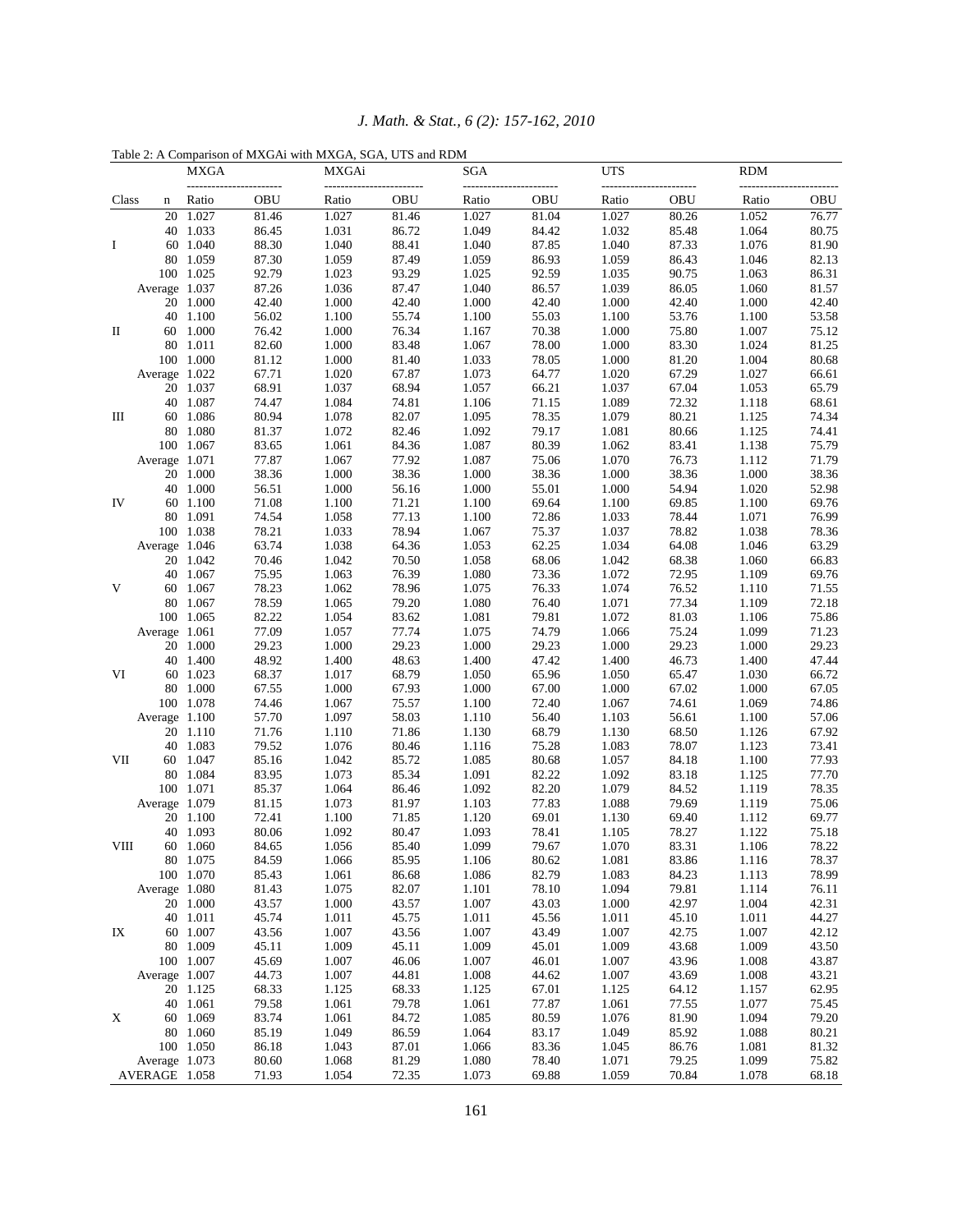Table 2: A Comparison of MXGAi with MXGA, SGA, UTS and RDM

| Class | n | MXGA | | MXGAi | | SGA | | UTS | | RDM | |
|---|---|---|---|---|---|---|---|---|---|---|---|
| | | Ratio | OBU | Ratio | OBU | Ratio | OBU | Ratio | OBU | Ratio | OBU |
| I | 20 | 1.027 | 81.46 | 1.027 | 81.46 | 1.027 | 81.04 | 1.027 | 80.26 | 1.052 | 76.77 |
| | 40 | 1.033 | 86.45 | 1.031 | 86.72 | 1.049 | 84.42 | 1.032 | 85.48 | 1.064 | 80.75 |
| | 60 | 1.040 | 88.30 | 1.040 | 88.41 | 1.040 | 87.85 | 1.040 | 87.33 | 1.076 | 81.90 |
| | 80 | 1.059 | 87.30 | 1.059 | 87.49 | 1.059 | 86.93 | 1.059 | 86.43 | 1.046 | 82.13 |
| | 100 | 1.025 | 92.79 | 1.023 | 93.29 | 1.025 | 92.59 | 1.035 | 90.75 | 1.063 | 86.31 |
| | Average | 1.037 | 87.26 | 1.036 | 87.47 | 1.040 | 86.57 | 1.039 | 86.05 | 1.060 | 81.57 |
| II | 20 | 1.000 | 42.40 | 1.000 | 42.40 | 1.000 | 42.40 | 1.000 | 42.40 | 1.000 | 42.40 |
| | 40 | 1.100 | 56.02 | 1.100 | 55.74 | 1.100 | 55.03 | 1.100 | 53.76 | 1.100 | 53.58 |
| | 60 | 1.000 | 76.42 | 1.000 | 76.34 | 1.167 | 70.38 | 1.000 | 75.80 | 1.007 | 75.12 |
| | 80 | 1.011 | 82.60 | 1.000 | 83.48 | 1.067 | 78.00 | 1.000 | 83.30 | 1.024 | 81.25 |
| | 100 | 1.000 | 81.12 | 1.000 | 81.40 | 1.033 | 78.05 | 1.000 | 81.20 | 1.004 | 80.68 |
| | Average | 1.022 | 67.71 | 1.020 | 67.87 | 1.073 | 64.77 | 1.020 | 67.29 | 1.027 | 66.61 |
| III | 20 | 1.037 | 68.91 | 1.037 | 68.94 | 1.057 | 66.21 | 1.037 | 67.04 | 1.053 | 65.79 |
| | 40 | 1.087 | 74.47 | 1.084 | 74.81 | 1.106 | 71.15 | 1.089 | 72.32 | 1.118 | 68.61 |
| | 60 | 1.086 | 80.94 | 1.078 | 82.07 | 1.095 | 78.35 | 1.079 | 80.21 | 1.125 | 74.34 |
| | 80 | 1.080 | 81.37 | 1.072 | 82.46 | 1.092 | 79.17 | 1.081 | 80.66 | 1.125 | 74.41 |
| | 100 | 1.067 | 83.65 | 1.061 | 84.36 | 1.087 | 80.39 | 1.062 | 83.41 | 1.138 | 75.79 |
| | Average | 1.071 | 77.87 | 1.067 | 77.92 | 1.087 | 75.06 | 1.070 | 76.73 | 1.112 | 71.79 |
| IV | 20 | 1.000 | 38.36 | 1.000 | 38.36 | 1.000 | 38.36 | 1.000 | 38.36 | 1.000 | 38.36 |
| | 40 | 1.000 | 56.51 | 1.000 | 56.16 | 1.000 | 55.01 | 1.000 | 54.94 | 1.020 | 52.98 |
| | 60 | 1.100 | 71.08 | 1.100 | 71.21 | 1.100 | 69.64 | 1.100 | 69.85 | 1.100 | 69.76 |
| | 80 | 1.091 | 74.54 | 1.058 | 77.13 | 1.100 | 72.86 | 1.033 | 78.44 | 1.071 | 76.99 |
| | 100 | 1.038 | 78.21 | 1.033 | 78.94 | 1.067 | 75.37 | 1.037 | 78.82 | 1.038 | 78.36 |
| | Average | 1.046 | 63.74 | 1.038 | 64.36 | 1.053 | 62.25 | 1.034 | 64.08 | 1.046 | 63.29 |
| V | 20 | 1.042 | 70.46 | 1.042 | 70.50 | 1.058 | 68.06 | 1.042 | 68.38 | 1.060 | 66.83 |
| | 40 | 1.067 | 75.95 | 1.063 | 76.39 | 1.080 | 73.36 | 1.072 | 72.95 | 1.109 | 69.76 |
| | 60 | 1.067 | 78.23 | 1.062 | 78.96 | 1.075 | 76.33 | 1.074 | 76.52 | 1.110 | 71.55 |
| | 80 | 1.067 | 78.59 | 1.065 | 79.20 | 1.080 | 76.40 | 1.071 | 77.34 | 1.109 | 72.18 |
| | 100 | 1.065 | 82.22 | 1.054 | 83.62 | 1.081 | 79.81 | 1.072 | 81.03 | 1.106 | 75.86 |
| | Average | 1.061 | 77.09 | 1.057 | 77.74 | 1.075 | 74.79 | 1.066 | 75.24 | 1.099 | 71.23 |
| VI | 20 | 1.000 | 29.23 | 1.000 | 29.23 | 1.000 | 29.23 | 1.000 | 29.23 | 1.000 | 29.23 |
| | 40 | 1.400 | 48.92 | 1.400 | 48.63 | 1.400 | 47.42 | 1.400 | 46.73 | 1.400 | 47.44 |
| | 60 | 1.023 | 68.37 | 1.017 | 68.79 | 1.050 | 65.96 | 1.050 | 65.47 | 1.030 | 66.72 |
| | 80 | 1.000 | 67.55 | 1.000 | 67.93 | 1.000 | 67.00 | 1.000 | 67.02 | 1.000 | 67.05 |
| | 100 | 1.078 | 74.46 | 1.067 | 75.57 | 1.100 | 72.40 | 1.067 | 74.61 | 1.069 | 74.86 |
| | Average | 1.100 | 57.70 | 1.097 | 58.03 | 1.110 | 56.40 | 1.103 | 56.61 | 1.100 | 57.06 |
| VII | 20 | 1.110 | 71.76 | 1.110 | 71.86 | 1.130 | 68.79 | 1.130 | 68.50 | 1.126 | 67.92 |
| | 40 | 1.083 | 79.52 | 1.076 | 80.46 | 1.116 | 75.28 | 1.083 | 78.07 | 1.123 | 73.41 |
| | 60 | 1.047 | 85.16 | 1.042 | 85.72 | 1.085 | 80.68 | 1.057 | 84.18 | 1.100 | 77.93 |
| | 80 | 1.084 | 83.95 | 1.073 | 85.34 | 1.091 | 82.22 | 1.092 | 83.18 | 1.125 | 77.70 |
| | 100 | 1.071 | 85.37 | 1.064 | 86.46 | 1.092 | 82.20 | 1.079 | 84.52 | 1.119 | 78.35 |
| | Average | 1.079 | 81.15 | 1.073 | 81.97 | 1.103 | 77.83 | 1.088 | 79.69 | 1.119 | 75.06 |
| VIII | 20 | 1.100 | 72.41 | 1.100 | 71.85 | 1.120 | 69.01 | 1.130 | 69.40 | 1.112 | 69.77 |
| | 40 | 1.093 | 80.06 | 1.092 | 80.47 | 1.093 | 78.41 | 1.105 | 78.27 | 1.122 | 75.18 |
| | 60 | 1.060 | 84.65 | 1.056 | 85.40 | 1.099 | 79.67 | 1.070 | 83.31 | 1.106 | 78.22 |
| | 80 | 1.075 | 84.59 | 1.066 | 85.95 | 1.106 | 80.62 | 1.081 | 83.86 | 1.116 | 78.37 |
| | 100 | 1.070 | 85.43 | 1.061 | 86.68 | 1.086 | 82.79 | 1.083 | 84.23 | 1.113 | 78.99 |
| | Average | 1.080 | 81.43 | 1.075 | 82.07 | 1.101 | 78.10 | 1.094 | 79.81 | 1.114 | 76.11 |
| IX | 20 | 1.000 | 43.57 | 1.000 | 43.57 | 1.007 | 43.03 | 1.000 | 42.97 | 1.004 | 42.31 |
| | 40 | 1.011 | 45.74 | 1.011 | 45.75 | 1.011 | 45.56 | 1.011 | 45.10 | 1.011 | 44.27 |
| | 60 | 1.007 | 43.56 | 1.007 | 43.56 | 1.007 | 43.49 | 1.007 | 42.75 | 1.007 | 42.12 |
| | 80 | 1.009 | 45.11 | 1.009 | 45.11 | 1.009 | 45.01 | 1.009 | 43.68 | 1.009 | 43.50 |
| | 100 | 1.007 | 45.69 | 1.007 | 46.06 | 1.007 | 46.01 | 1.007 | 43.96 | 1.008 | 43.87 |
| | Average | 1.007 | 44.73 | 1.007 | 44.81 | 1.008 | 44.62 | 1.007 | 43.69 | 1.008 | 43.21 |
| X | 20 | 1.125 | 68.33 | 1.125 | 68.33 | 1.125 | 67.01 | 1.125 | 64.12 | 1.157 | 62.95 |
| | 40 | 1.061 | 79.58 | 1.061 | 79.78 | 1.061 | 77.87 | 1.061 | 77.55 | 1.077 | 75.45 |
| | 60 | 1.069 | 83.74 | 1.061 | 84.72 | 1.085 | 80.59 | 1.076 | 81.90 | 1.094 | 79.20 |
| | 80 | 1.060 | 85.19 | 1.049 | 86.59 | 1.064 | 83.17 | 1.049 | 85.92 | 1.088 | 80.21 |
| | 100 | 1.050 | 86.18 | 1.043 | 87.01 | 1.066 | 83.36 | 1.045 | 86.76 | 1.081 | 81.32 |
| | Average | 1.073 | 80.60 | 1.068 | 81.29 | 1.080 | 78.40 | 1.071 | 79.25 | 1.099 | 75.82 |
| AVERAGE | | 1.058 | 71.93 | 1.054 | 72.35 | 1.073 | 69.88 | 1.059 | 70.84 | 1.078 | 68.18 |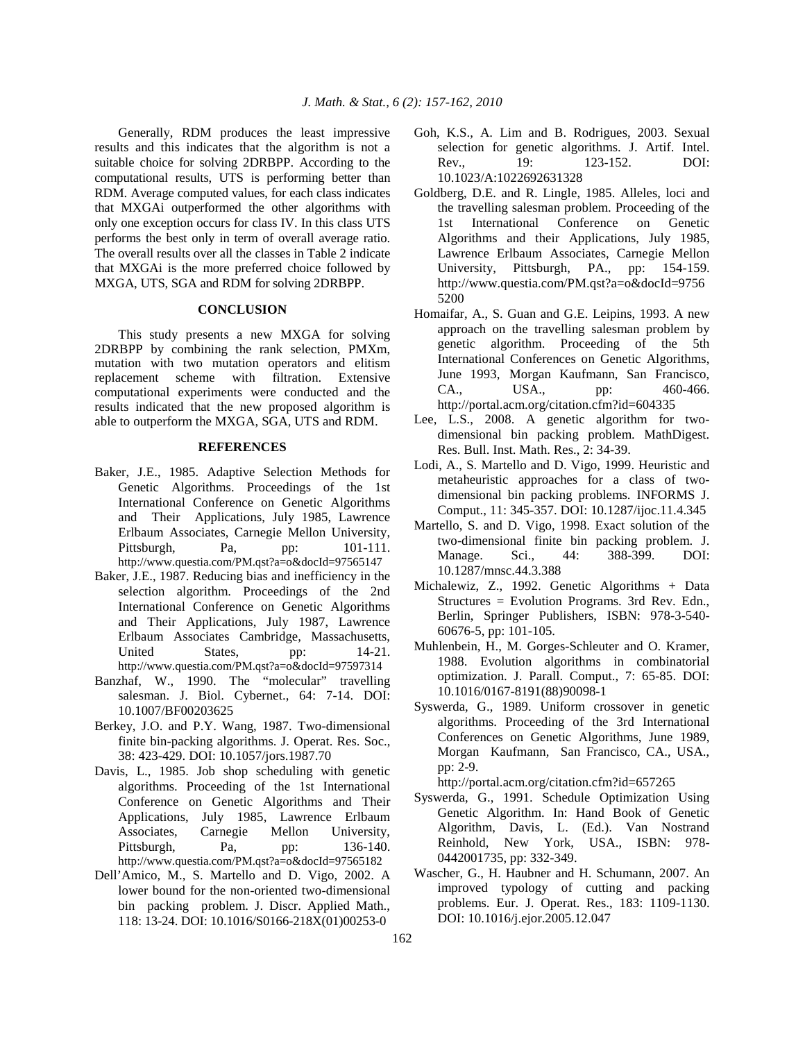Generally, RDM produces the least impressive results and this indicates that the algorithm is not a suitable choice for solving 2DRBPP. According to the computational results, UTS is performing better than RDM. Average computed values, for each class indicates that MXGAi outperformed the other algorithms with only one exception occurs for class IV. In this class UTS performs the best only in term of overall average ratio. The overall results over all the classes in Table 2 indicate that MXGAi is the more preferred choice followed by MXGA, UTS, SGA and RDM for solving 2DRBPP.

## CONCLUSION

This study presents a new MXGA for solving 2DRBPP by combining the rank selection, PMXm, mutation with two mutation operators and elitism replacement scheme with filtration. Extensive computational experiments were conducted and the results indicated that the new proposed algorithm is able to outperform the MXGA, SGA, UTS and RDM.

## REFERENCES

Baker, J.E., 1985. Adaptive Selection Methods for Genetic Algorithms. Proceedings of the 1st International Conference on Genetic Algorithms and Their Applications, July 1985, Lawrence Erlbaum Associates, Carnegie Mellon University, Pittsburgh, Pa, pp: 101-111. http://www.questia.com/PM.qst?a=o&docId=97565147

Baker, J.E., 1987. Reducing bias and inefficiency in the selection algorithm. Proceedings of the 2nd International Conference on Genetic Algorithms and Their Applications, July 1987, Lawrence Erlbaum Associates Cambridge, Massachusetts, United States, pp: 14-21. http://www.questia.com/PM.qst?a=o&docId=97597314

Banzhaf, W., 1990. The "molecular" travelling salesman. J. Biol. Cybernet., 64: 7-14. DOI: 10.1007/BF00203625

Berkey, J.O. and P.Y. Wang, 1987. Two-dimensional finite bin-packing algorithms. J. Operat. Res. Soc., 38: 423-429. DOI: 10.1057/jors.1987.70

Davis, L., 1985. Job shop scheduling with genetic algorithms. Proceeding of the 1st International Conference on Genetic Algorithms and Their Applications, July 1985, Lawrence Erlbaum Associates, Carnegie Mellon University, Pittsburgh, Pa, pp: 136-140. http://www.questia.com/PM.qst?a=o&docId=97565182

Dell'Amico, M., S. Martello and D. Vigo, 2002. A lower bound for the non-oriented two-dimensional bin packing problem. J. Discr. Applied Math., 118: 13-24. DOI: 10.1016/S0166-218X(01)00253-0

Goh, K.S., A. Lim and B. Rodrigues, 2003. Sexual selection for genetic algorithms. J. Artif. Intel. Rev., 19: 123-152. DOI: 10.1023/A:1022692631328

Goldberg, D.E. and R. Lingle, 1985. Alleles, loci and the travelling salesman problem. Proceeding of the 1st International Conference on Genetic Algorithms and their Applications, July 1985, Lawrence Erlbaum Associates, Carnegie Mellon University, Pittsburgh, PA., pp: 154-159. http://www.questia.com/PM.qst?a=o&docId=97565200

Homaifar, A., S. Guan and G.E. Leipins, 1993. A new approach on the travelling salesman problem by genetic algorithm. Proceeding of the 5th International Conferences on Genetic Algorithms, June 1993, Morgan Kaufmann, San Francisco, CA., USA., pp: 460-466. http://portal.acm.org/citation.cfm?id=604335

Lee, L.S., 2008. A genetic algorithm for two-dimensional bin packing problem. MathDigest. Res. Bull. Inst. Math. Res., 2: 34-39.

Lodi, A., S. Martello and D. Vigo, 1999. Heuristic and metaheuristic approaches for a class of two-dimensional bin packing problems. INFORMS J. Comput., 11: 345-357. DOI: 10.1287/ijoc.11.4.345

Martello, S. and D. Vigo, 1998. Exact solution of the two-dimensional finite bin packing problem. J. Manage. Sci., 44: 388-399. DOI: 10.1287/mnsc.44.3.388

Michalewiz, Z., 1992. Genetic Algorithms + Data Structures = Evolution Programs. 3rd Rev. Edn., Berlin, Springer Publishers, ISBN: 978-3-540-60676-5, pp: 101-105.

Muhlenbein, H., M. Gorges-Schleuter and O. Kramer, 1988. Evolution algorithms in combinatorial optimization. J. Parall. Comput., 7: 65-85. DOI: 10.1016/0167-8191(88)90098-1

Syswerda, G., 1989. Uniform crossover in genetic algorithms. Proceeding of the 3rd International Conferences on Genetic Algorithms, June 1989, Morgan Kaufmann, San Francisco, CA., USA., pp: 2-9. http://portal.acm.org/citation.cfm?id=657265

Syswerda, G., 1991. Schedule Optimization Using Genetic Algorithm. In: Hand Book of Genetic Algorithm, Davis, L. (Ed.). Van Nostrand Reinhold, New York, USA., ISBN: 978-0442001735, pp: 332-349.

Wascher, G., H. Haubner and H. Schumann, 2007. An improved typology of cutting and packing problems. Eur. J. Operat. Res., 183: 1109-1130. DOI: 10.1016/j.ejor.2005.12.047